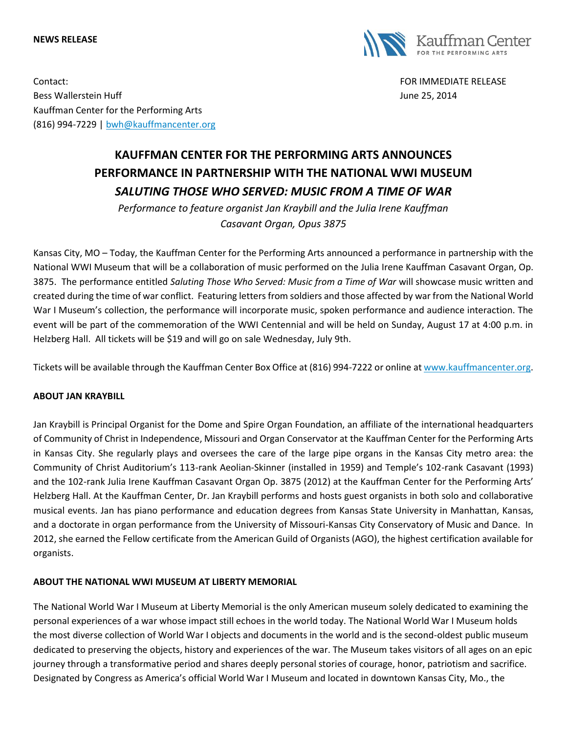**NEWS RELEASE**

Kauffman Center FOR THE PERFORMING ARTS

Contact:
Bess Wallerstein Huff
Kauffman Center for the Performing Arts
(816) 994-7229 | bwh@kauffmancenter.org

FOR IMMEDIATE RELEASE
June 25, 2014

# KAUFFMAN CENTER FOR THE PERFORMING ARTS ANNOUNCES PERFORMANCE IN PARTNERSHIP WITH THE NATIONAL WWI MUSEUM *SALUTING THOSE WHO SERVED: MUSIC FROM A TIME OF WAR*

*Performance to feature organist Jan Kraybill and the Julia Irene Kauffman Casavant Organ, Opus 3875*

Kansas City, MO – Today, the Kauffman Center for the Performing Arts announced a performance in partnership with the National WWI Museum that will be a collaboration of music performed on the Julia Irene Kauffman Casavant Organ, Op. 3875. The performance entitled *Saluting Those Who Served: Music from a Time of War* will showcase music written and created during the time of war conflict. Featuring letters from soldiers and those affected by war from the National World War I Museum's collection, the performance will incorporate music, spoken performance and audience interaction. The event will be part of the commemoration of the WWI Centennial and will be held on Sunday, August 17 at 4:00 p.m. in Helzberg Hall. All tickets will be $19 and will go on sale Wednesday, July 9th.

Tickets will be available through the Kauffman Center Box Office at (816) 994-7222 or online at www.kauffmancenter.org.

**ABOUT JAN KRAYBILL**

Jan Kraybill is Principal Organist for the Dome and Spire Organ Foundation, an affiliate of the international headquarters of Community of Christ in Independence, Missouri and Organ Conservator at the Kauffman Center for the Performing Arts in Kansas City. She regularly plays and oversees the care of the large pipe organs in the Kansas City metro area: the Community of Christ Auditorium's 113-rank Aeolian-Skinner (installed in 1959) and Temple's 102-rank Casavant (1993) and the 102-rank Julia Irene Kauffman Casavant Organ Op. 3875 (2012) at the Kauffman Center for the Performing Arts' Helzberg Hall. At the Kauffman Center, Dr. Jan Kraybill performs and hosts guest organists in both solo and collaborative musical events. Jan has piano performance and education degrees from Kansas State University in Manhattan, Kansas, and a doctorate in organ performance from the University of Missouri-Kansas City Conservatory of Music and Dance. In 2012, she earned the Fellow certificate from the American Guild of Organists (AGO), the highest certification available for organists.

**ABOUT THE NATIONAL WWI MUSEUM AT LIBERTY MEMORIAL**

The National World War I Museum at Liberty Memorial is the only American museum solely dedicated to examining the personal experiences of a war whose impact still echoes in the world today. The National World War I Museum holds the most diverse collection of World War I objects and documents in the world and is the second-oldest public museum dedicated to preserving the objects, history and experiences of the war. The Museum takes visitors of all ages on an epic journey through a transformative period and shares deeply personal stories of courage, honor, patriotism and sacrifice. Designated by Congress as America's official World War I Museum and located in downtown Kansas City, Mo., the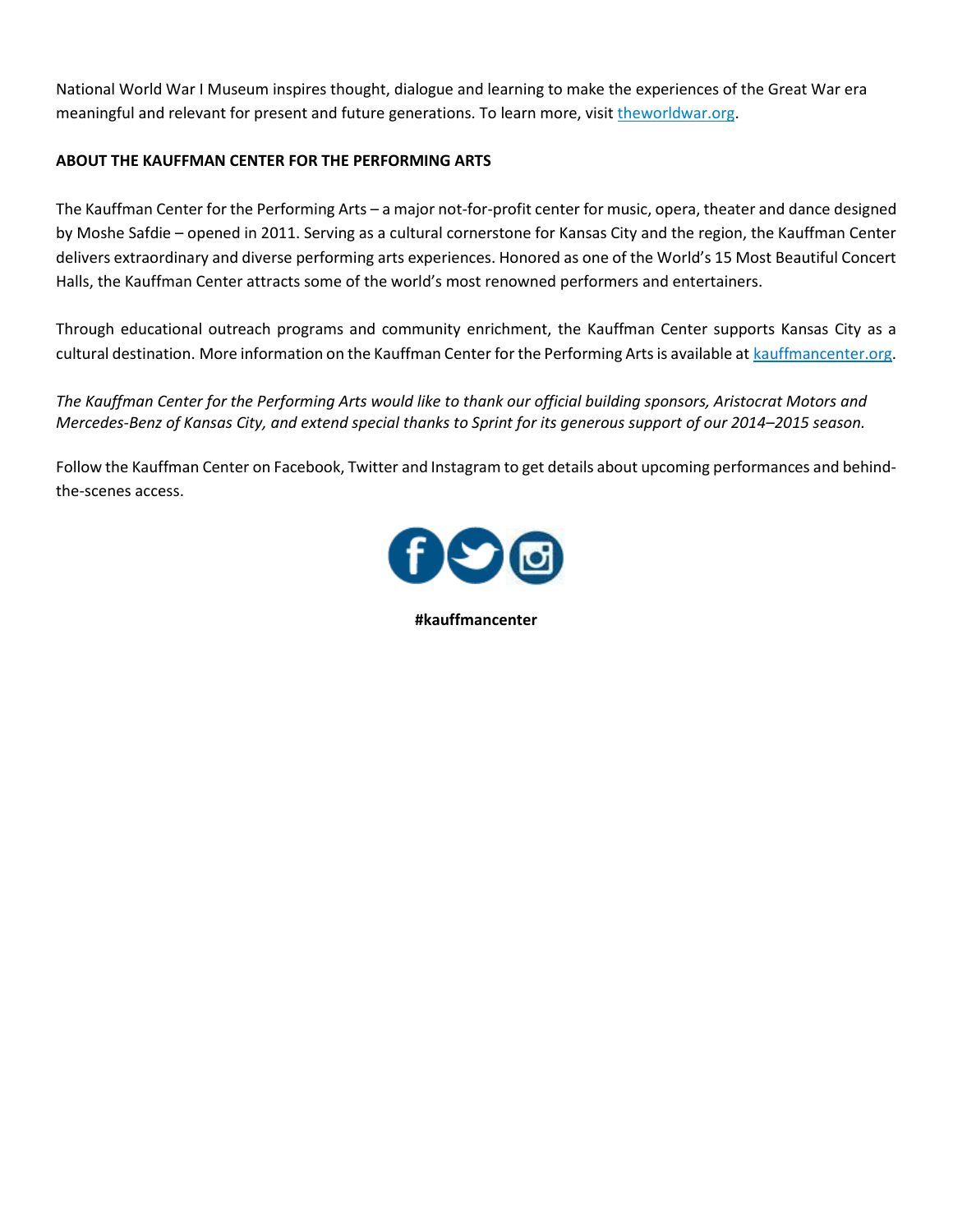National World War I Museum inspires thought, dialogue and learning to make the experiences of the Great War era meaningful and relevant for present and future generations. To learn more, visit theworldwar.org.

**ABOUT THE KAUFFMAN CENTER FOR THE PERFORMING ARTS**

The Kauffman Center for the Performing Arts – a major not-for-profit center for music, opera, theater and dance designed by Moshe Safdie – opened in 2011. Serving as a cultural cornerstone for Kansas City and the region, the Kauffman Center delivers extraordinary and diverse performing arts experiences. Honored as one of the World's 15 Most Beautiful Concert Halls, the Kauffman Center attracts some of the world's most renowned performers and entertainers.

Through educational outreach programs and community enrichment, the Kauffman Center supports Kansas City as a cultural destination. More information on the Kauffman Center for the Performing Arts is available at kauffmancenter.org.

*The Kauffman Center for the Performing Arts would like to thank our official building sponsors, Aristocrat Motors and Mercedes-Benz of Kansas City, and extend special thanks to Sprint for its generous support of our 2014–2015 season.*

Follow the Kauffman Center on Facebook, Twitter and Instagram to get details about upcoming performances and behind-the-scenes access.

**#kauffmancenter**